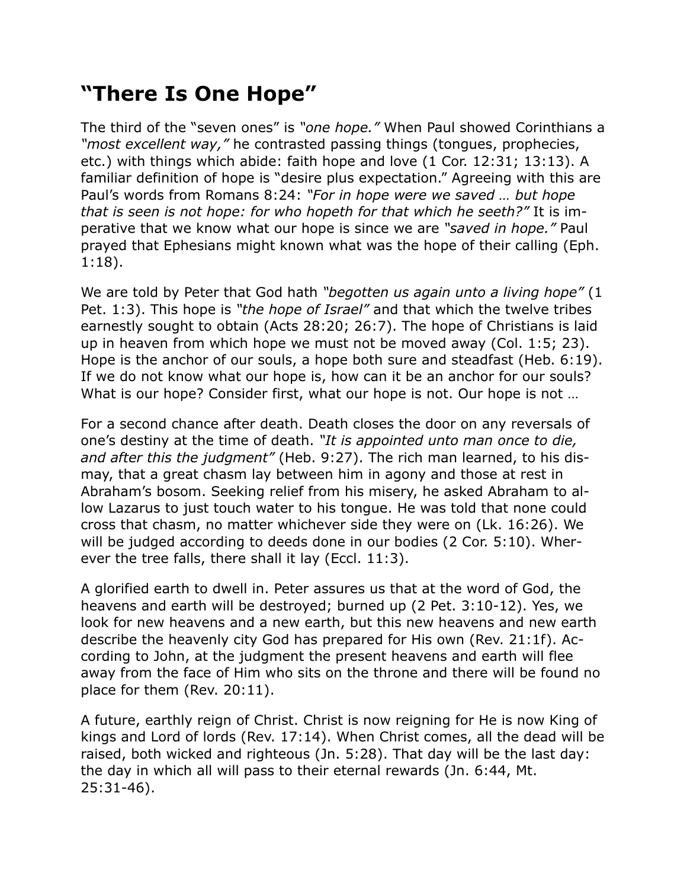# "There Is One Hope"

The third of the "seven ones" is *"one hope."* When Paul showed Corinthians a *"most excellent way,"* he contrasted passing things (tongues, prophecies, etc.) with things which abide: faith hope and love (1 Cor. 12:31; 13:13). A familiar definition of hope is "desire plus expectation." Agreeing with this are Paul's words from Romans 8:24: *"For in hope were we saved … but hope that is seen is not hope: for who hopeth for that which he seeth?"* It is imperative that we know what our hope is since we are *"saved in hope."* Paul prayed that Ephesians might known what was the hope of their calling (Eph. 1:18).

We are told by Peter that God hath *"begotten us again unto a living hope"* (1 Pet. 1:3). This hope is *"the hope of Israel"* and that which the twelve tribes earnestly sought to obtain (Acts 28:20; 26:7). The hope of Christians is laid up in heaven from which hope we must not be moved away (Col. 1:5; 23). Hope is the anchor of our souls, a hope both sure and steadfast (Heb. 6:19). If we do not know what our hope is, how can it be an anchor for our souls? What is our hope? Consider first, what our hope is not. Our hope is not …

For a second chance after death. Death closes the door on any reversals of one's destiny at the time of death. *"It is appointed unto man once to die, and after this the judgment"* (Heb. 9:27). The rich man learned, to his dismay, that a great chasm lay between him in agony and those at rest in Abraham's bosom. Seeking relief from his misery, he asked Abraham to allow Lazarus to just touch water to his tongue. He was told that none could cross that chasm, no matter whichever side they were on (Lk. 16:26). We will be judged according to deeds done in our bodies (2 Cor. 5:10). Wherever the tree falls, there shall it lay (Eccl. 11:3).

A glorified earth to dwell in. Peter assures us that at the word of God, the heavens and earth will be destroyed; burned up (2 Pet. 3:10-12). Yes, we look for new heavens and a new earth, but this new heavens and new earth describe the heavenly city God has prepared for His own (Rev. 21:1f). According to John, at the judgment the present heavens and earth will flee away from the face of Him who sits on the throne and there will be found no place for them (Rev. 20:11).

A future, earthly reign of Christ. Christ is now reigning for He is now King of kings and Lord of lords (Rev. 17:14). When Christ comes, all the dead will be raised, both wicked and righteous (Jn. 5:28). That day will be the last day: the day in which all will pass to their eternal rewards (Jn. 6:44, Mt. 25:31-46).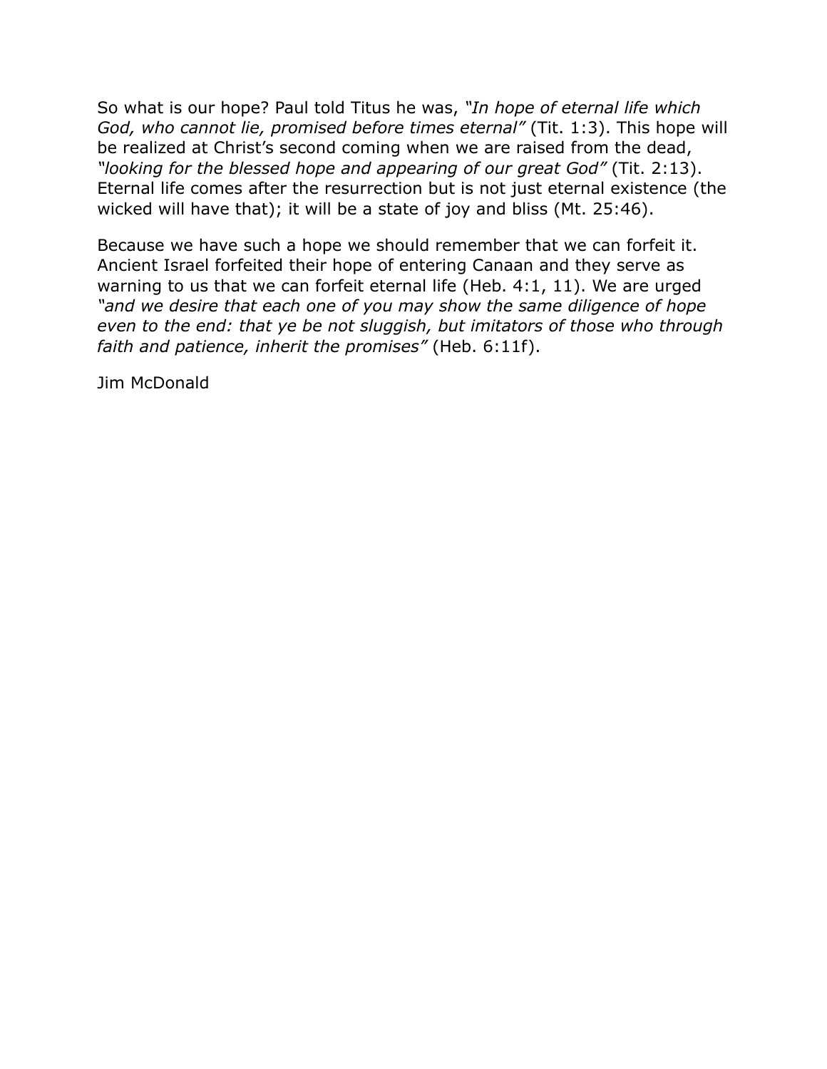So what is our hope? Paul told Titus he was, *"In hope of eternal life which God, who cannot lie, promised before times eternal"* (Tit. 1:3). This hope will be realized at Christ's second coming when we are raised from the dead, *"looking for the blessed hope and appearing of our great God"* (Tit. 2:13). Eternal life comes after the resurrection but is not just eternal existence (the wicked will have that); it will be a state of joy and bliss (Mt. 25:46).

Because we have such a hope we should remember that we can forfeit it. Ancient Israel forfeited their hope of entering Canaan and they serve as warning to us that we can forfeit eternal life (Heb. 4:1, 11). We are urged *"and we desire that each one of you may show the same diligence of hope even to the end: that ye be not sluggish, but imitators of those who through faith and patience, inherit the promises"* (Heb. 6:11f).

Jim McDonald